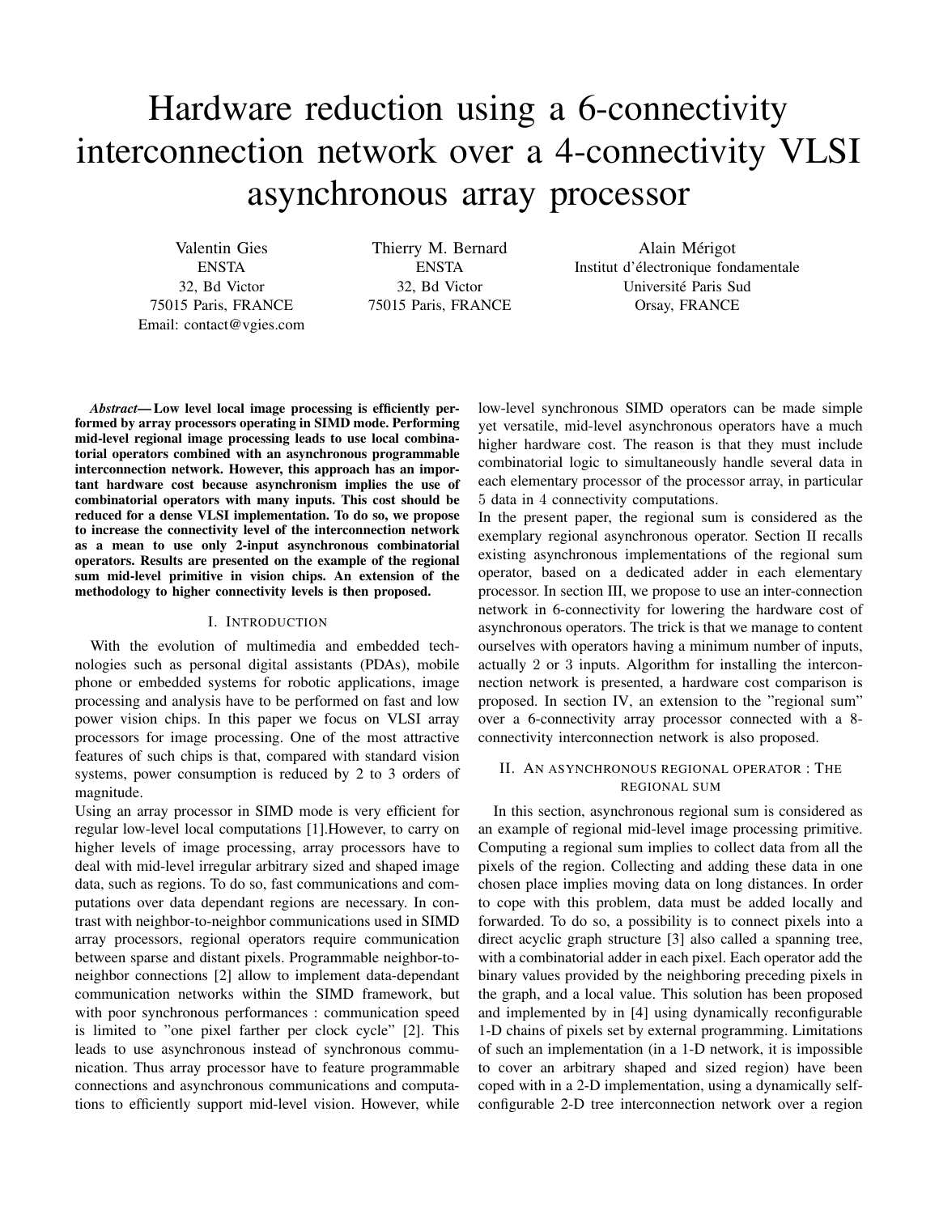# Hardware reduction using a 6-connectivity interconnection network over a 4-connectivity VLSI asynchronous array processor

Valentin Gies
ENSTA
32, Bd Victor
75015 Paris, FRANCE
Email: contact@vgies.com

Thierry M. Bernard
ENSTA
32, Bd Victor
75015 Paris, FRANCE

Alain Mérigot
Institut d'électronique fondamentale
Université Paris Sud
Orsay, FRANCE

***Abstract*— Low level local image processing is efficiently performed by array processors operating in SIMD mode. Performing mid-level regional image processing leads to use local combinatorial operators combined with an asynchronous programmable interconnection network. However, this approach has an important hardware cost because asynchronism implies the use of combinatorial operators with many inputs. This cost should be reduced for a dense VLSI implementation. To do so, we propose to increase the connectivity level of the interconnection network as a mean to use only 2-input asynchronous combinatorial operators. Results are presented on the example of the regional sum mid-level primitive in vision chips. An extension of the methodology to higher connectivity levels is then proposed.**

## I. Introduction

With the evolution of multimedia and embedded technologies such as personal digital assistants (PDAs), mobile phone or embedded systems for robotic applications, image processing and analysis have to be performed on fast and low power vision chips. In this paper we focus on VLSI array processors for image processing. One of the most attractive features of such chips is that, compared with standard vision systems, power consumption is reduced by 2 to 3 orders of magnitude.

Using an array processor in SIMD mode is very efficient for regular low-level local computations [1].However, to carry on higher levels of image processing, array processors have to deal with mid-level irregular arbitrary sized and shaped image data, such as regions. To do so, fast communications and computations over data dependant regions are necessary. In contrast with neighbor-to-neighbor communications used in SIMD array processors, regional operators require communication between sparse and distant pixels. Programmable neighbor-to-neighbor connections [2] allow to implement data-dependant communication networks within the SIMD framework, but with poor synchronous performances : communication speed is limited to "one pixel farther per clock cycle" [2]. This leads to use asynchronous instead of synchronous communication. Thus array processor have to feature programmable connections and asynchronous communications and computations to efficiently support mid-level vision. However, while low-level synchronous SIMD operators can be made simple yet versatile, mid-level asynchronous operators have a much higher hardware cost. The reason is that they must include combinatorial logic to simultaneously handle several data in each elementary processor of the processor array, in particular 5 data in 4 connectivity computations.

In the present paper, the regional sum is considered as the exemplary regional asynchronous operator. Section II recalls existing asynchronous implementations of the regional sum operator, based on a dedicated adder in each elementary processor. In section III, we propose to use an inter-connection network in 6-connectivity for lowering the hardware cost of asynchronous operators. The trick is that we manage to content ourselves with operators having a minimum number of inputs, actually 2 or 3 inputs. Algorithm for installing the interconnection network is presented, a hardware cost comparison is proposed. In section IV, an extension to the "regional sum" over a 6-connectivity array processor connected with a 8-connectivity interconnection network is also proposed.

## II. An asynchronous regional operator : The regional sum

In this section, asynchronous regional sum is considered as an example of regional mid-level image processing primitive. Computing a regional sum implies to collect data from all the pixels of the region. Collecting and adding these data in one chosen place implies moving data on long distances. In order to cope with this problem, data must be added locally and forwarded. To do so, a possibility is to connect pixels into a direct acyclic graph structure [3] also called a spanning tree, with a combinatorial adder in each pixel. Each operator add the binary values provided by the neighboring preceding pixels in the graph, and a local value. This solution has been proposed and implemented by in [4] using dynamically reconfigurable 1-D chains of pixels set by external programming. Limitations of such an implementation (in a 1-D network, it is impossible to cover an arbitrary shaped and sized region) have been coped with in a 2-D implementation, using a dynamically self-configurable 2-D tree interconnection network over a region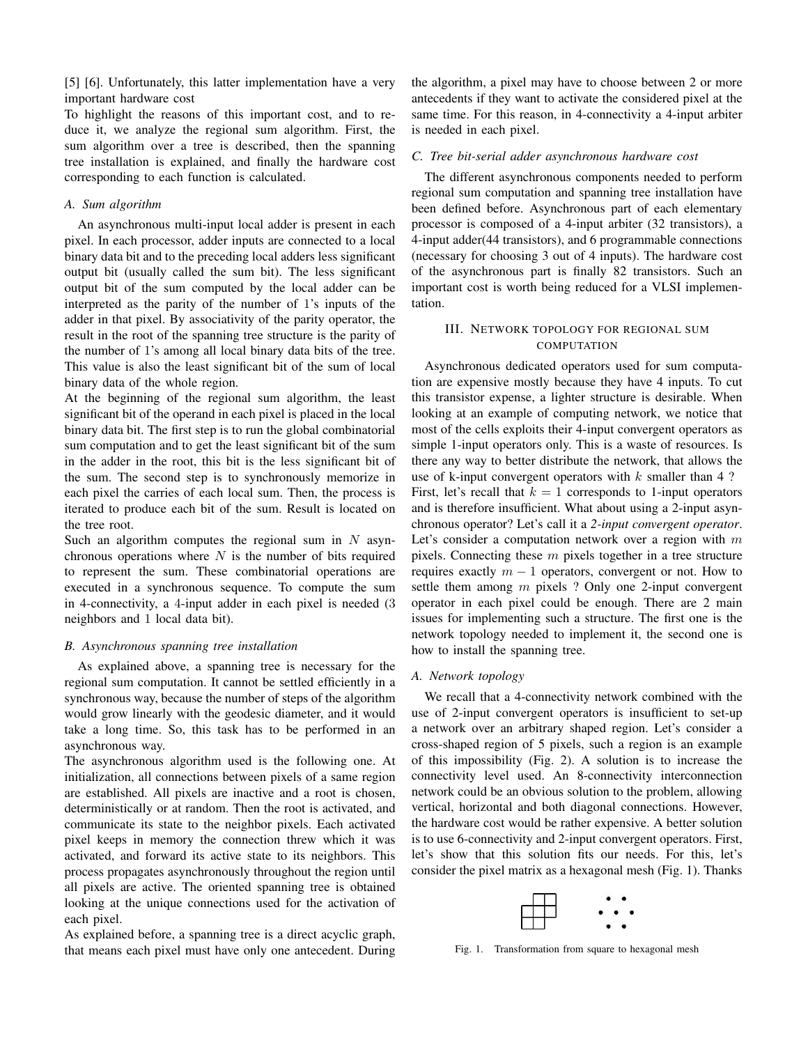[5] [6]. Unfortunately, this latter implementation have a very important hardware cost

To highlight the reasons of this important cost, and to reduce it, we analyze the regional sum algorithm. First, the sum algorithm over a tree is described, then the spanning tree installation is explained, and finally the hardware cost corresponding to each function is calculated.

### A. Sum algorithm

An asynchronous multi-input local adder is present in each pixel. In each processor, adder inputs are connected to a local binary data bit and to the preceding local adders less significant output bit (usually called the sum bit). The less significant output bit of the sum computed by the local adder can be interpreted as the parity of the number of 1's inputs of the adder in that pixel. By associativity of the parity operator, the result in the root of the spanning tree structure is the parity of the number of 1's among all local binary data bits of the tree. This value is also the least significant bit of the sum of local binary data of the whole region.

At the beginning of the regional sum algorithm, the least significant bit of the operand in each pixel is placed in the local binary data bit. The first step is to run the global combinatorial sum computation and to get the least significant bit of the sum in the adder in the root, this bit is the less significant bit of the sum. The second step is to synchronously memorize in each pixel the carries of each local sum. Then, the process is iterated to produce each bit of the sum. Result is located on the tree root.

Such an algorithm computes the regional sum in $N$ asynchronous operations where $N$ is the number of bits required to represent the sum. These combinatorial operations are executed in a synchronous sequence. To compute the sum in 4-connectivity, a 4-input adder in each pixel is needed (3 neighbors and 1 local data bit).

### B. Asynchronous spanning tree installation

As explained above, a spanning tree is necessary for the regional sum computation. It cannot be settled efficiently in a synchronous way, because the number of steps of the algorithm would grow linearly with the geodesic diameter, and it would take a long time. So, this task has to be performed in an asynchronous way.

The asynchronous algorithm used is the following one. At initialization, all connections between pixels of a same region are established. All pixels are inactive and a root is chosen, deterministically or at random. Then the root is activated, and communicate its state to the neighbor pixels. Each activated pixel keeps in memory the connection threw which it was activated, and forward its active state to its neighbors. This process propagates asynchronously throughout the region until all pixels are active. The oriented spanning tree is obtained looking at the unique connections used for the activation of each pixel.

As explained before, a spanning tree is a direct acyclic graph, that means each pixel must have only one antecedent. During the algorithm, a pixel may have to choose between 2 or more antecedents if they want to activate the considered pixel at the same time. For this reason, in 4-connectivity a 4-input arbiter is needed in each pixel.

### C. Tree bit-serial adder asynchronous hardware cost

The different asynchronous components needed to perform regional sum computation and spanning tree installation have been defined before. Asynchronous part of each elementary processor is composed of a 4-input arbiter (32 transistors), a 4-input adder(44 transistors), and 6 programmable connections (necessary for choosing 3 out of 4 inputs). The hardware cost of the asynchronous part is finally 82 transistors. Such an important cost is worth being reduced for a VLSI implementation.

## III. Network topology for regional sum computation

Asynchronous dedicated operators used for sum computation are expensive mostly because they have 4 inputs. To cut this transistor expense, a lighter structure is desirable. When looking at an example of computing network, we notice that most of the cells exploits their 4-input convergent operators as simple 1-input operators only. This is a waste of resources. Is there any way to better distribute the network, that allows the use of k-input convergent operators with $k$ smaller than 4 ?

First, let's recall that $k = 1$ corresponds to 1-input operators and is therefore insufficient. What about using a 2-input asynchronous operator? Let's call it a *2-input convergent operator*. Let's consider a computation network over a region with $m$ pixels. Connecting these $m$ pixels together in a tree structure requires exactly $m - 1$ operators, convergent or not. How to settle them among $m$ pixels ? Only one 2-input convergent operator in each pixel could be enough. There are 2 main issues for implementing such a structure. The first one is the network topology needed to implement it, the second one is how to install the spanning tree.

### A. Network topology

We recall that a 4-connectivity network combined with the use of 2-input convergent operators is insufficient to set-up a network over an arbitrary shaped region. Let's consider a cross-shaped region of 5 pixels, such a region is an example of this impossibility (Fig. 2). A solution is to increase the connectivity level used. An 8-connectivity interconnection network could be an obvious solution to the problem, allowing vertical, horizontal and both diagonal connections. However, the hardware cost would be rather expensive. A better solution is to use 6-connectivity and 2-input convergent operators. First, let's show that this solution fits our needs. For this, let's consider the pixel matrix as a hexagonal mesh (Fig. 1). Thanks

Fig. 1. Transformation from square to hexagonal mesh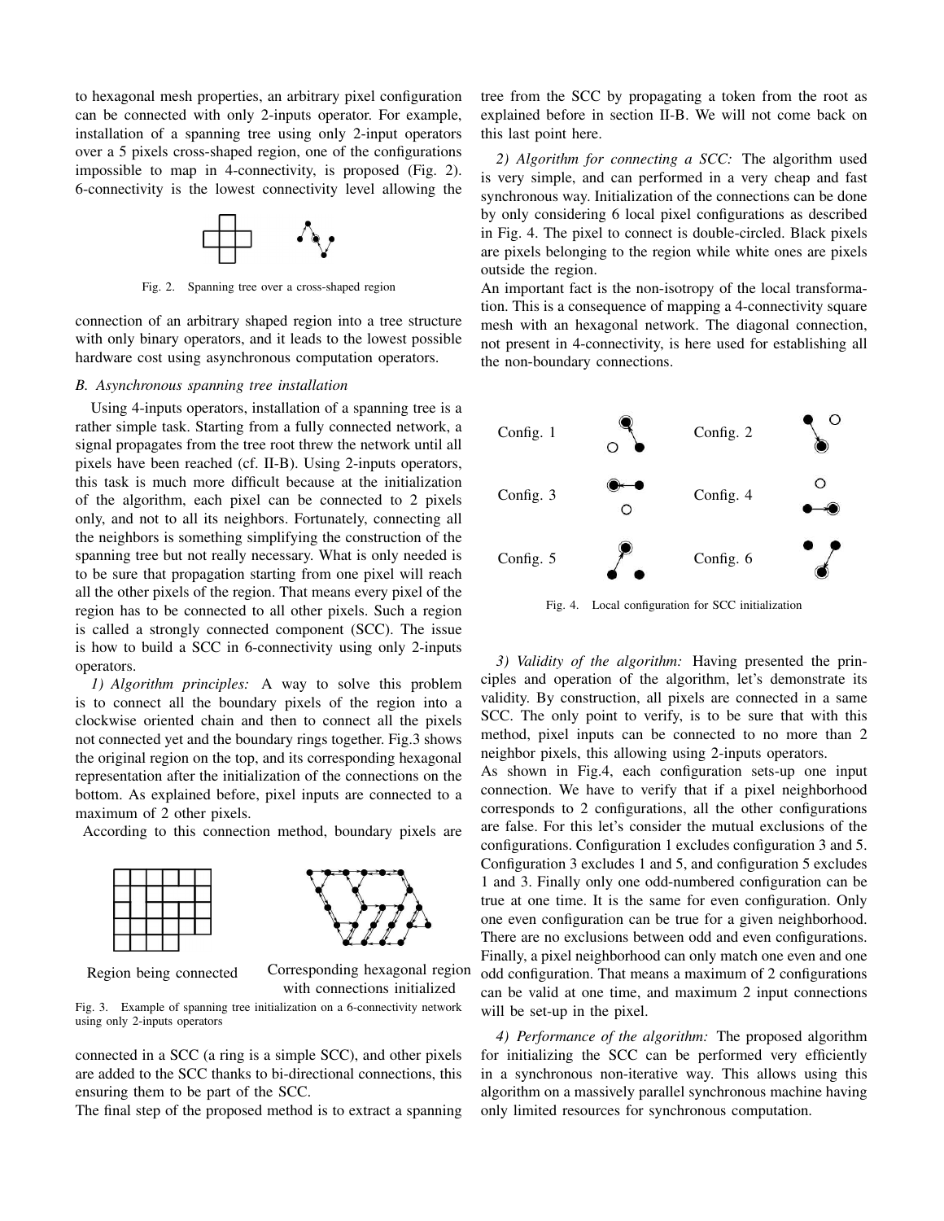to hexagonal mesh properties, an arbitrary pixel configuration can be connected with only 2-inputs operator. For example, installation of a spanning tree using only 2-input operators over a 5 pixels cross-shaped region, one of the configurations impossible to map in 4-connectivity, is proposed (Fig. 2). 6-connectivity is the lowest connectivity level allowing the connection of an arbitrary shaped region into a tree structure with only binary operators, and it leads to the lowest possible hardware cost using asynchronous computation operators.

Fig. 2. Spanning tree over a cross-shaped region

### B. Asynchronous spanning tree installation

Using 4-inputs operators, installation of a spanning tree is a rather simple task. Starting from a fully connected network, a signal propagates from the tree root threw the network until all pixels have been reached (cf. II-B). Using 2-inputs operators, this task is much more difficult because at the initialization of the algorithm, each pixel can be connected to 2 pixels only, and not to all its neighbors. Fortunately, connecting all the neighbors is something simplifying the construction of the spanning tree but not really necessary. What is only needed is to be sure that propagation starting from one pixel will reach all the other pixels of the region. That means every pixel of the region has to be connected to all other pixels. Such a region is called a strongly connected component (SCC). The issue is how to build a SCC in 6-connectivity using only 2-inputs operators.

*1) Algorithm principles:* A way to solve this problem is to connect all the boundary pixels of the region into a clockwise oriented chain and then to connect all the pixels not connected yet and the boundary rings together. Fig.3 shows the original region on the top, and its corresponding hexagonal representation after the initialization of the connections on the bottom. As explained before, pixel inputs are connected to a maximum of 2 other pixels.

According to this connection method, boundary pixels are connected in a SCC (a ring is a simple SCC), and other pixels are added to the SCC thanks to bi-directional connections, this ensuring them to be part of the SCC.

Region being connected — Corresponding hexagonal region with connections initialized

Fig. 3. Example of spanning tree initialization on a 6-connectivity network using only 2-inputs operators

The final step of the proposed method is to extract a spanning tree from the SCC by propagating a token from the root as explained before in section II-B. We will not come back on this last point here.

*2) Algorithm for connecting a SCC:* The algorithm used is very simple, and can performed in a very cheap and fast synchronous way. Initialization of the connections can be done by only considering 6 local pixel configurations as described in Fig. 4. The pixel to connect is double-circled. Black pixels are pixels belonging to the region while white ones are pixels outside the region.

An important fact is the non-isotropy of the local transformation. This is a consequence of mapping a 4-connectivity square mesh with an hexagonal network. The diagonal connection, not present in 4-connectivity, is here used for establishing all the non-boundary connections.

Config. 1 — Config. 2 — Config. 3 — Config. 4 — Config. 5 — Config. 6

Fig. 4. Local configuration for SCC initialization

*3) Validity of the algorithm:* Having presented the principles and operation of the algorithm, let's demonstrate its validity. By construction, all pixels are connected in a same SCC. The only point to verify, is to be sure that with this method, pixel inputs can be connected to no more than 2 neighbor pixels, this allowing using 2-inputs operators.

As shown in Fig.4, each configuration sets-up one input connection. We have to verify that if a pixel neighborhood corresponds to 2 configurations, all the other configurations are false. For this let's consider the mutual exclusions of the configurations. Configuration 1 excludes configuration 3 and 5. Configuration 3 excludes 1 and 5, and configuration 5 excludes 1 and 3. Finally only one odd-numbered configuration can be true at one time. It is the same for even configuration. Only one even configuration can be true for a given neighborhood. There are no exclusions between odd and even configurations. Finally, a pixel neighborhood can only match one even and one odd configuration. That means a maximum of 2 configurations can be valid at one time, and maximum 2 input connections will be set-up in the pixel.

*4) Performance of the algorithm:* The proposed algorithm for initializing the SCC can be performed very efficiently in a synchronous non-iterative way. This allows using this algorithm on a massively parallel synchronous machine having only limited resources for synchronous computation.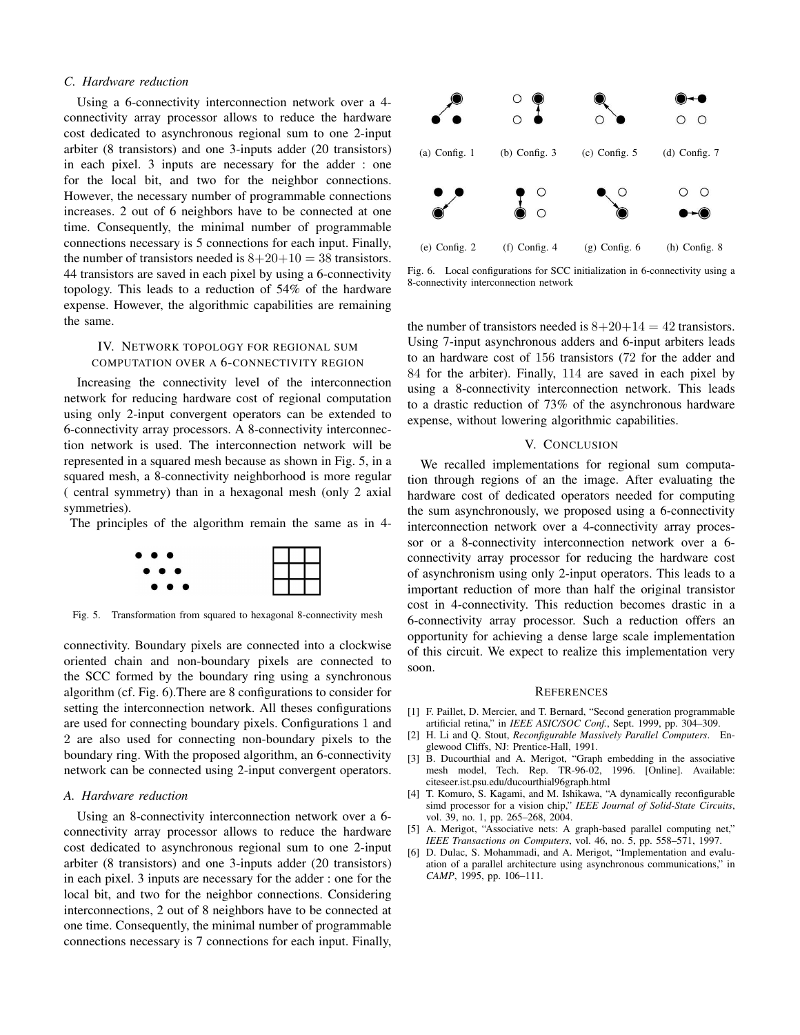### C. Hardware reduction

Using a 6-connectivity interconnection network over a 4-connectivity array processor allows to reduce the hardware cost dedicated to asynchronous regional sum to one 2-input arbiter (8 transistors) and one 3-inputs adder (20 transistors) in each pixel. 3 inputs are necessary for the adder : one for the local bit, and two for the neighbor connections. However, the necessary number of programmable connections increases. 2 out of 6 neighbors have to be connected at one time. Consequently, the minimal number of programmable connections necessary is 5 connections for each input. Finally, the number of transistors needed is $8+20+10 = 38$ transistors. 44 transistors are saved in each pixel by using a 6-connectivity topology. This leads to a reduction of 54% of the hardware expense. However, the algorithmic capabilities are remaining the same.

## IV. Network topology for regional sum computation over a 6-connectivity region

Increasing the connectivity level of the interconnection network for reducing hardware cost of regional computation using only 2-input convergent operators can be extended to 6-connectivity array processors. A 8-connectivity interconnection network is used. The interconnection network will be represented in a squared mesh because as shown in Fig. 5, in a squared mesh, a 8-connectivity neighborhood is more regular ( central symmetry) than in a hexagonal mesh (only 2 axial symmetries).

The principles of the algorithm remain the same as in 4-connectivity. Boundary pixels are connected into a clockwise oriented chain and non-boundary pixels are connected to the SCC formed by the boundary ring using a synchronous algorithm (cf. Fig. 6).There are 8 configurations to consider for setting the interconnection network. All theses configurations are used for connecting boundary pixels. Configurations 1 and 2 are also used for connecting non-boundary pixels to the boundary ring. With the proposed algorithm, an 6-connectivity network can be connected using 2-input convergent operators.

Fig. 5. Transformation from squared to hexagonal 8-connectivity mesh

(a) Config. 1 (b) Config. 3 (c) Config. 5 (d) Config. 7

(e) Config. 2 (f) Config. 4 (g) Config. 6 (h) Config. 8

Fig. 6. Local configurations for SCC initialization in 6-connectivity using a 8-connectivity interconnection network

### A. Hardware reduction

Using an 8-connectivity interconnection network over a 6-connectivity array processor allows to reduce the hardware cost dedicated to asynchronous regional sum to one 2-input arbiter (8 transistors) and one 3-inputs adder (20 transistors) in each pixel. 3 inputs are necessary for the adder : one for the local bit, and two for the neighbor connections. Considering interconnections, 2 out of 8 neighbors have to be connected at one time. Consequently, the minimal number of programmable connections necessary is 7 connections for each input. Finally, the number of transistors needed is $8+20+14 = 42$ transistors. Using 7-input asynchronous adders and 6-input arbiters leads to an hardware cost of 156 transistors (72 for the adder and 84 for the arbiter). Finally, 114 are saved in each pixel by using a 8-connectivity interconnection network. This leads to a drastic reduction of 73% of the asynchronous hardware expense, without lowering algorithmic capabilities.

## V. Conclusion

We recalled implementations for regional sum computation through regions of an the image. After evaluating the hardware cost of dedicated operators needed for computing the sum asynchronously, we proposed using a 6-connectivity interconnection network over a 4-connectivity array processor or a 8-connectivity interconnection network over a 6-connectivity array processor for reducing the hardware cost of asynchronism using only 2-input operators. This leads to a important reduction of more than half the original transistor cost in 4-connectivity. This reduction becomes drastic in a 6-connectivity array processor. Such a reduction offers an opportunity for achieving a dense large scale implementation of this circuit. We expect to realize this implementation very soon.

## References

[1] F. Paillet, D. Mercier, and T. Bernard, "Second generation programmable artificial retina," in *IEEE ASIC/SOC Conf.*, Sept. 1999, pp. 304–309.

[2] H. Li and Q. Stout, *Reconfigurable Massively Parallel Computers*. Englewood Cliffs, NJ: Prentice-Hall, 1991.

[3] B. Ducourthial and A. Merigot, "Graph embedding in the associative mesh model, Tech. Rep. TR-96-02, 1996. [Online]. Available: citeseer.ist.psu.edu/ducourthial96graph.html

[4] T. Komuro, S. Kagami, and M. Ishikawa, "A dynamically reconfigurable simd processor for a vision chip," *IEEE Journal of Solid-State Circuits*, vol. 39, no. 1, pp. 265–268, 2004.

[5] A. Merigot, "Associative nets: A graph-based parallel computing net," *IEEE Transactions on Computers*, vol. 46, no. 5, pp. 558–571, 1997.

[6] D. Dulac, S. Mohammadi, and A. Merigot, "Implementation and evaluation of a parallel architecture using asynchronous communications," in *CAMP*, 1995, pp. 106–111.